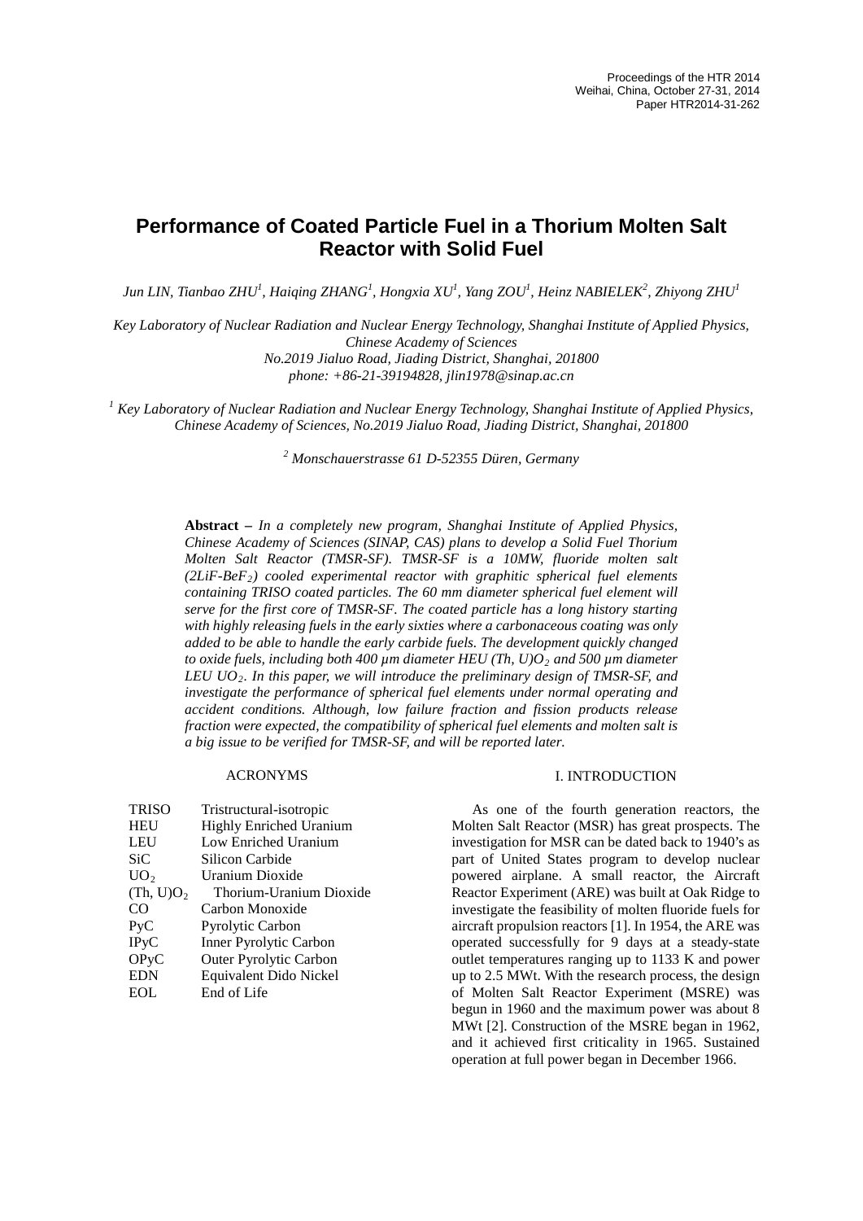# Performance of Coated Particle Fuel in a Thorium Molten Salt Reactor with Solid Fuel

*Jun LIN, Tianbao ZHU[1], Haiqing ZHANG[1], Hongxia XU[1], Yang ZOU[1], Heinz NABIELEK[2], Zhiyong ZHU[1]*

*Key Laboratory of Nuclear Radiation and Nuclear Energy Technology, Shanghai Institute of Applied Physics, Chinese Academy of Sciences*
*No.2019 Jialuo Road, Jiading District, Shanghai, 201800*
*phone: +86-21-39194828, jlin1978@sinap.ac.cn*

*[1] Key Laboratory of Nuclear Radiation and Nuclear Energy Technology, Shanghai Institute of Applied Physics, Chinese Academy of Sciences, No.2019 Jialuo Road, Jiading District, Shanghai, 201800*

*[2] Monschauerstrasse 61 D-52355 Düren, Germany*

**Abstract –** *In a completely new program, Shanghai Institute of Applied Physics, Chinese Academy of Sciences (SINAP, CAS) plans to develop a Solid Fuel Thorium Molten Salt Reactor (TMSR-SF). TMSR-SF is a 10MW, fluoride molten salt ($2LiF\text{-}BeF_2$) cooled experimental reactor with graphitic spherical fuel elements containing TRISO coated particles. The 60 mm diameter spherical fuel element will serve for the first core of TMSR-SF. The coated particle has a long history starting with highly releasing fuels in the early sixties where a carbonaceous coating was only added to be able to handle the early carbide fuels. The development quickly changed to oxide fuels, including both 400 µm diameter HEU $(Th, U)O_2$ and 500 µm diameter LEU $UO_2$. In this paper, we will introduce the preliminary design of TMSR-SF, and investigate the performance of spherical fuel elements under normal operating and accident conditions. Although, low failure fraction and fission products release fraction were expected, the compatibility of spherical fuel elements and molten salt is a big issue to be verified for TMSR-SF, and will be reported later.*

## ACRONYMS

| | |
|---|---|
| TRISO | Tristructural-isotropic |
| HEU | Highly Enriched Uranium |
| LEU | Low Enriched Uranium |
| SiC | Silicon Carbide |
| $UO_2$ | Uranium Dioxide |
| $(Th, U)O_2$ | Thorium-Uranium Dioxide |
| CO | Carbon Monoxide |
| PyC | Pyrolytic Carbon |
| IPyC | Inner Pyrolytic Carbon |
| OPyC | Outer Pyrolytic Carbon |
| EDN | Equivalent Dido Nickel |
| EOL | End of Life |

## I. INTRODUCTION

As one of the fourth generation reactors, the Molten Salt Reactor (MSR) has great prospects. The investigation for MSR can be dated back to 1940's as part of United States program to develop nuclear powered airplane. A small reactor, the Aircraft Reactor Experiment (ARE) was built at Oak Ridge to investigate the feasibility of molten fluoride fuels for aircraft propulsion reactors [1]. In 1954, the ARE was operated successfully for 9 days at a steady-state outlet temperatures ranging up to 1133 K and power up to 2.5 MWt. With the research process, the design of Molten Salt Reactor Experiment (MSRE) was begun in 1960 and the maximum power was about 8 MWt [2]. Construction of the MSRE began in 1962, and it achieved first criticality in 1965. Sustained operation at full power began in December 1966.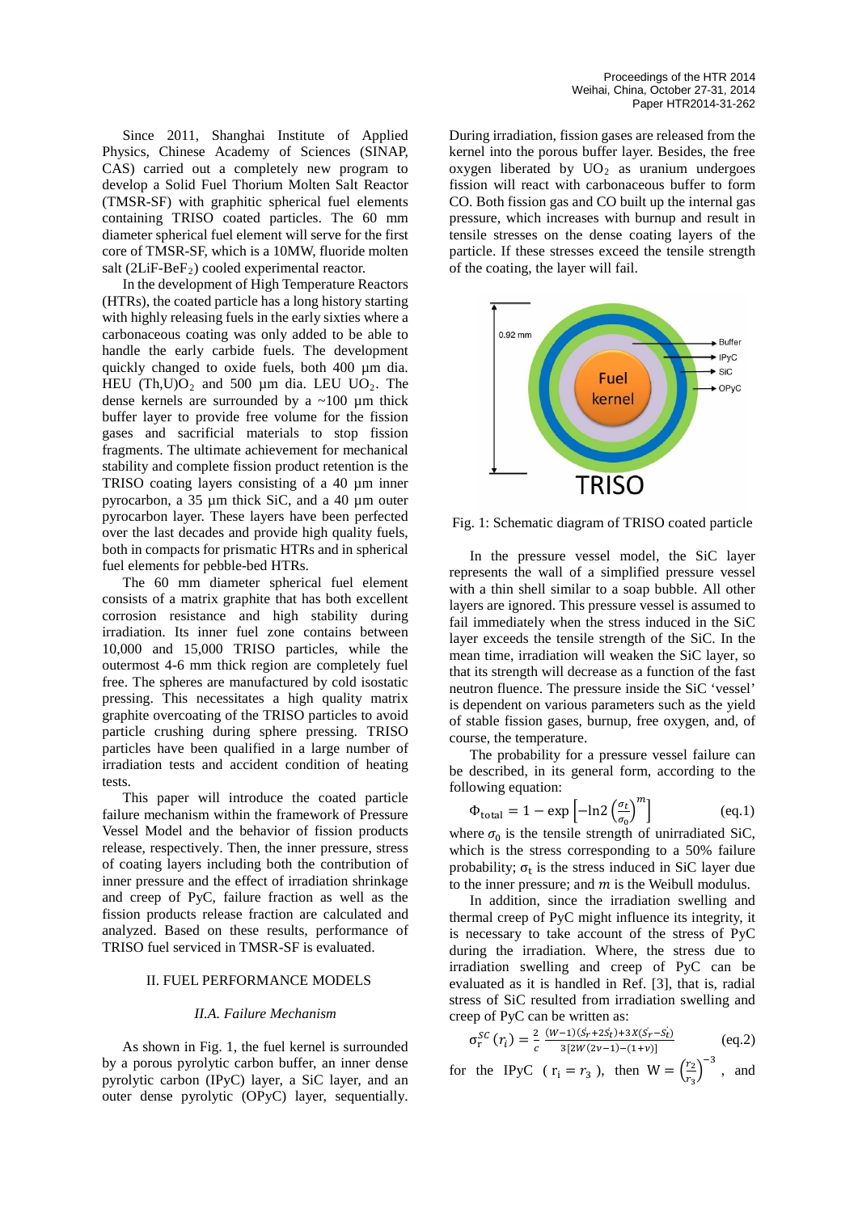Since 2011, Shanghai Institute of Applied Physics, Chinese Academy of Sciences (SINAP, CAS) carried out a completely new program to develop a Solid Fuel Thorium Molten Salt Reactor (TMSR-SF) with graphitic spherical fuel elements containing TRISO coated particles. The 60 mm diameter spherical fuel element will serve for the first core of TMSR-SF, which is a 10MW, fluoride molten salt ($2LiF$-$BeF_2$) cooled experimental reactor.

In the development of High Temperature Reactors (HTRs), the coated particle has a long history starting with highly releasing fuels in the early sixties where a carbonaceous coating was only added to be able to handle the early carbide fuels. The development quickly changed to oxide fuels, both 400 µm dia. HEU $(Th,U)O_2$ and 500 µm dia. LEU $UO_2$. The dense kernels are surrounded by a ~100 µm thick buffer layer to provide free volume for the fission gases and sacrificial materials to stop fission fragments. The ultimate achievement for mechanical stability and complete fission product retention is the TRISO coating layers consisting of a 40 µm inner pyrocarbon, a 35 µm thick SiC, and a 40 µm outer pyrocarbon layer. These layers have been perfected over the last decades and provide high quality fuels, both in compacts for prismatic HTRs and in spherical fuel elements for pebble-bed HTRs.

The 60 mm diameter spherical fuel element consists of a matrix graphite that has both excellent corrosion resistance and high stability during irradiation. Its inner fuel zone contains between 10,000 and 15,000 TRISO particles, while the outermost 4-6 mm thick region are completely fuel free. The spheres are manufactured by cold isostatic pressing. This necessitates a high quality matrix graphite overcoating of the TRISO particles to avoid particle crushing during sphere pressing. TRISO particles have been qualified in a large number of irradiation tests and accident condition of heating tests.

This paper will introduce the coated particle failure mechanism within the framework of Pressure Vessel Model and the behavior of fission products release, respectively. Then, the inner pressure, stress of coating layers including both the contribution of inner pressure and the effect of irradiation shrinkage and creep of PyC, failure fraction as well as the fission products release fraction are calculated and analyzed. Based on these results, performance of TRISO fuel serviced in TMSR-SF is evaluated.

## II. FUEL PERFORMANCE MODELS

### *II.A. Failure Mechanism*

As shown in Fig. 1, the fuel kernel is surrounded by a porous pyrolytic carbon buffer, an inner dense pyrolytic carbon (IPyC) layer, a SiC layer, and an outer dense pyrolytic (OPyC) layer, sequentially. During irradiation, fission gases are released from the kernel into the porous buffer layer. Besides, the free oxygen liberated by $UO_2$ as uranium undergoes fission will react with carbonaceous buffer to form CO. Both fission gas and CO built up the internal gas pressure, which increases with burnup and result in tensile stresses on the dense coating layers of the particle. If these stresses exceed the tensile strength of the coating, the layer will fail.

Fig. 1: Schematic diagram of TRISO coated particle

In the pressure vessel model, the SiC layer represents the wall of a simplified pressure vessel with a thin shell similar to a soap bubble. All other layers are ignored. This pressure vessel is assumed to fail immediately when the stress induced in the SiC layer exceeds the tensile strength of the SiC. In the mean time, irradiation will weaken the SiC layer, so that its strength will decrease as a function of the fast neutron fluence. The pressure inside the SiC 'vessel' is dependent on various parameters such as the yield of stable fission gases, burnup, free oxygen, and, of course, the temperature.

The probability for a pressure vessel failure can be described, in its general form, according to the following equation:

$$\Phi_{\text{total}} = 1 - \exp\left[-\ln 2\left(\frac{\sigma_t}{\sigma_0}\right)^m\right] \qquad \text{(eq.1)}$$

where $\sigma_0$ is the tensile strength of unirradiated SiC, which is the stress corresponding to a 50% failure probability; $\sigma_t$ is the stress induced in SiC layer due to the inner pressure; and $m$ is the Weibull modulus.

In addition, since the irradiation swelling and thermal creep of PyC might influence its integrity, it is necessary to take account of the stress of PyC during the irradiation. Where, the stress due to irradiation swelling and creep of PyC can be evaluated as it is handled in Ref. [3], that is, radial stress of SiC resulted from irradiation swelling and creep of PyC can be written as:

$$\sigma_r^{SC}(r_i) = \frac{2}{c}\,\frac{(W-1)(\dot{S_r}+2\dot{S_t})+3X(\dot{S_r}-\dot{S_t})}{3[2W(2\nu-1)-(1+\nu)]} \qquad \text{(eq.2)}$$

for the IPyC ( $r_i = r_3$ ), then $W = \left(\frac{r_2}{r_3}\right)^{-3}$ , and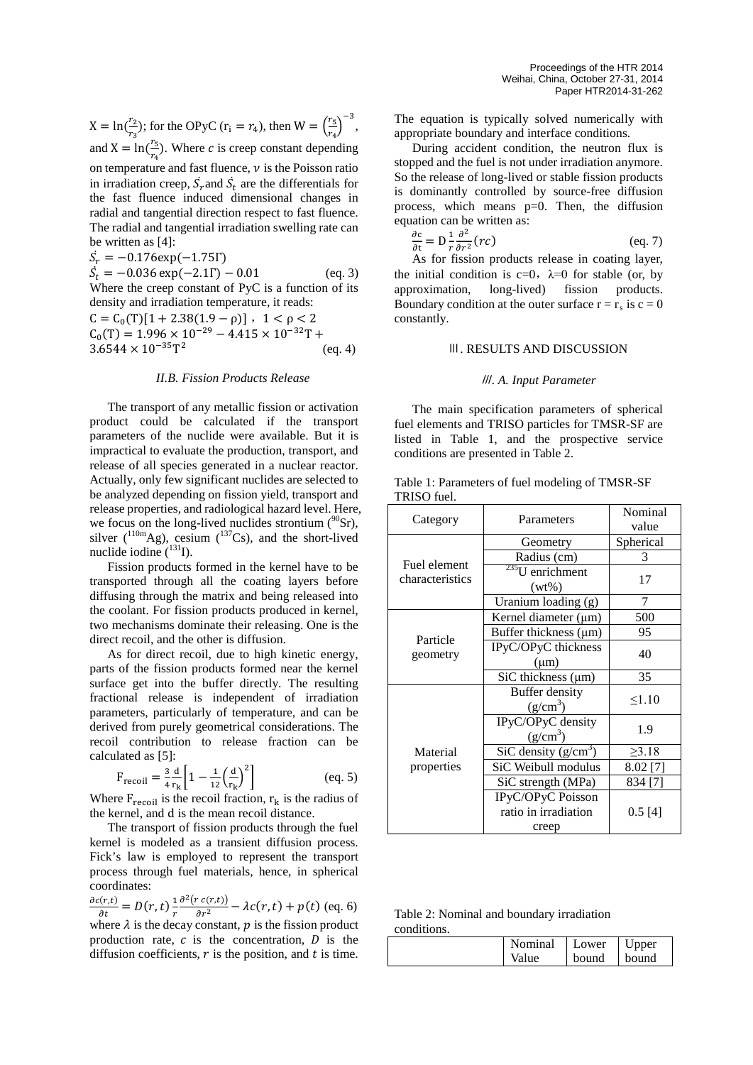$X = \ln(\frac{r_2}{r_3})$; for the OPyC ($r_i = r_4$), then $W = \left(\frac{r_5}{r_4}\right)^{-3}$, and $X = \ln(\frac{r_5}{r_4})$. Where $c$ is creep constant depending on temperature and fast fluence, $\nu$ is the Poisson ratio in irradiation creep, $\dot{S_r}$ and $\dot{S_t}$ are the differentials for the fast fluence induced dimensional changes in radial and tangential direction respect to fast fluence. The radial and tangential irradiation swelling rate can be written as [4]:

$$\dot{S_r} = -0.176\exp(-1.75\Gamma)$$
$$\dot{S_t} = -0.036\exp(-2.1\Gamma) - 0.01 \quad \text{(eq. 3)}$$

Where the creep constant of PyC is a function of its density and irradiation temperature, it reads:

$$C = C_0(T)[1 + 2.38(1.9 - \rho)], \quad 1 < \rho < 2$$
$$C_0(T) = 1.996 \times 10^{-29} - 4.415 \times 10^{-32}T + 3.6544 \times 10^{-35}T^2 \quad \text{(eq. 4)}$$

### *II.B. Fission Products Release*

The transport of any metallic fission or activation product could be calculated if the transport parameters of the nuclide were available. But it is impractical to evaluate the production, transport, and release of all species generated in a nuclear reactor. Actually, only few significant nuclides are selected to be analyzed depending on fission yield, transport and release properties, and radiological hazard level. Here, we focus on the long-lived nuclides strontium ($^{90}Sr$), silver ($^{110m}Ag$), cesium ($^{137}Cs$), and the short-lived nuclide iodine ($^{131}I$).

Fission products formed in the kernel have to be transported through all the coating layers before diffusing through the matrix and being released into the coolant. For fission products produced in kernel, two mechanisms dominate their releasing. One is the direct recoil, and the other is diffusion.

As for direct recoil, due to high kinetic energy, parts of the fission products formed near the kernel surface get into the buffer directly. The resulting fractional release is independent of irradiation parameters, particularly of temperature, and can be derived from purely geometrical considerations. The recoil contribution to release fraction can be calculated as [5]:

$$F_{recoil} = \frac{3}{4}\frac{d}{r_k}\left[1 - \frac{1}{12}\left(\frac{d}{r_k}\right)^2\right] \quad \text{(eq. 5)}$$

Where $F_{recoil}$ is the recoil fraction, $r_k$ is the radius of the kernel, and d is the mean recoil distance.

The transport of fission products through the fuel kernel is modeled as a transient diffusion process. Fick's law is employed to represent the transport process through fuel materials, hence, in spherical coordinates:

$$\frac{\partial c(r,t)}{\partial t} = D(r,t)\frac{1}{r}\frac{\partial^2(r\,c(r,t))}{\partial r^2} - \lambda c(r,t) + p(t) \quad \text{(eq. 6)}$$

where $\lambda$ is the decay constant, $p$ is the fission product production rate, $c$ is the concentration, $D$ is the diffusion coefficients, $r$ is the position, and $t$ is time.

The equation is typically solved numerically with appropriate boundary and interface conditions.

During accident condition, the neutron flux is stopped and the fuel is not under irradiation anymore. So the release of long-lived or stable fission products is dominantly controlled by source-free diffusion process, which means p=0. Then, the diffusion equation can be written as:

$$\frac{\partial c}{\partial t} = D\frac{1}{r}\frac{\partial^2}{\partial r^2}(rc) \quad \text{(eq. 7)}$$

As for fission products release in coating layer, the initial condition is c=0，λ=0 for stable (or, by approximation, long-lived) fission products. Boundary condition at the outer surface $r = r_s$ is $c = 0$ constantly.

## Ⅲ. RESULTS AND DISCUSSION

### *Ⅲ. A. Input Parameter*

The main specification parameters of spherical fuel elements and TRISO particles for TMSR-SF are listed in Table 1, and the prospective service conditions are presented in Table 2.

Table 1: Parameters of fuel modeling of TMSR-SF TRISO fuel.

| Category | Parameters | Nominal value |
|---|---|---|
| Fuel element characteristics | Geometry | Spherical |
| | Radius (cm) | 3 |
| | $^{235}U$ enrichment (wt%) | 17 |
| | Uranium loading (g) | 7 |
| Particle geometry | Kernel diameter (μm) | 500 |
| | Buffer thickness (μm) | 95 |
| | IPyC/OPyC thickness (μm) | 40 |
| | SiC thickness (μm) | 35 |
| Material properties | Buffer density (g/cm$^3$) | ≤1.10 |
| | IPyC/OPyC density (g/cm$^3$) | 1.9 |
| | SiC density (g/cm$^3$) | ≥3.18 |
| | SiC Weibull modulus | 8.02 [7] |
| | SiC strength (MPa) | 834 [7] |
| | IPyC/OPyC Poisson ratio in irradiation creep | 0.5 [4] |

Table 2: Nominal and boundary irradiation conditions.

| | Nominal Value | Lower bound | Upper bound |
|---|---|---|---|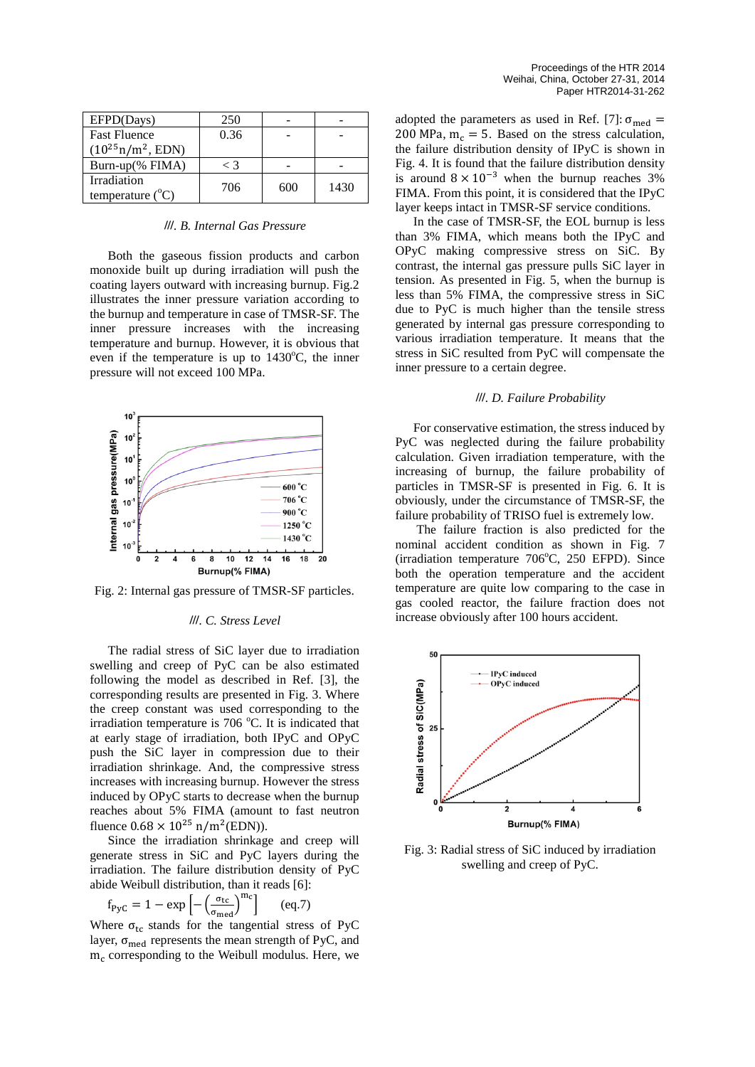| EFPD(Days) | 250 | - | - |
| --- | --- | --- | --- |
| Fast Fluence ($10^{25}$n/m$^2$, EDN) | 0.36 | - | - |
| Burn-up(% FIMA) | < 3 | - | - |
| Irradiation temperature ($^o$C) | 706 | 600 | 1430 |

### Ⅲ. B. Internal Gas Pressure

Both the gaseous fission products and carbon monoxide built up during irradiation will push the coating layers outward with increasing burnup. Fig.2 illustrates the inner pressure variation according to the burnup and temperature in case of TMSR-SF. The inner pressure increases with the increasing temperature and burnup. However, it is obvious that even if the temperature is up to 1430$^o$C, the inner pressure will not exceed 100 MPa.

Fig. 2: Internal gas pressure of TMSR-SF particles.

### Ⅲ. C. Stress Level

The radial stress of SiC layer due to irradiation swelling and creep of PyC can be also estimated following the model as described in Ref. [3], the corresponding results are presented in Fig. 3. Where the creep constant was used corresponding to the irradiation temperature is 706 $^o$C. It is indicated that at early stage of irradiation, both IPyC and OPyC push the SiC layer in compression due to their irradiation shrinkage. And, the compressive stress increases with increasing burnup. However the stress induced by OPyC starts to decrease when the burnup reaches about 5% FIMA (amount to fast neutron fluence $0.68 \times 10^{25}$ n/m$^2$(EDN)).

Since the irradiation shrinkage and creep will generate stress in SiC and PyC layers during the irradiation. The failure distribution density of PyC abide Weibull distribution, than it reads [6]:

$$f_{PyC} = 1 - \exp\left[-\left(\frac{\sigma_{tc}}{\sigma_{med}}\right)^{m_c}\right] \qquad \text{(eq.7)}$$

Where $\sigma_{tc}$ stands for the tangential stress of PyC layer, $\sigma_{med}$ represents the mean strength of PyC, and $m_c$ corresponding to the Weibull modulus. Here, we adopted the parameters as used in Ref. [7]: $\sigma_{med} = 200$ MPa, $m_c = 5$. Based on the stress calculation, the failure distribution density of IPyC is shown in Fig. 4. It is found that the failure distribution density is around $8 \times 10^{-3}$ when the burnup reaches 3% FIMA. From this point, it is considered that the IPyC layer keeps intact in TMSR-SF service conditions.

In the case of TMSR-SF, the EOL burnup is less than 3% FIMA, which means both the IPyC and OPyC making compressive stress on SiC. By contrast, the internal gas pressure pulls SiC layer in tension. As presented in Fig. 5, when the burnup is less than 5% FIMA, the compressive stress in SiC due to PyC is much higher than the tensile stress generated by internal gas pressure corresponding to various irradiation temperature. It means that the stress in SiC resulted from PyC will compensate the inner pressure to a certain degree.

### Ⅲ. D. Failure Probability

For conservative estimation, the stress induced by PyC was neglected during the failure probability calculation. Given irradiation temperature, with the increasing of burnup, the failure probability of particles in TMSR-SF is presented in Fig. 6. It is obviously, under the circumstance of TMSR-SF, the failure probability of TRISO fuel is extremely low.

The failure fraction is also predicted for the nominal accident condition as shown in Fig. 7 (irradiation temperature 706$^o$C, 250 EFPD). Since both the operation temperature and the accident temperature are quite low comparing to the case in gas cooled reactor, the failure fraction does not increase obviously after 100 hours accident.

Fig. 3: Radial stress of SiC induced by irradiation swelling and creep of PyC.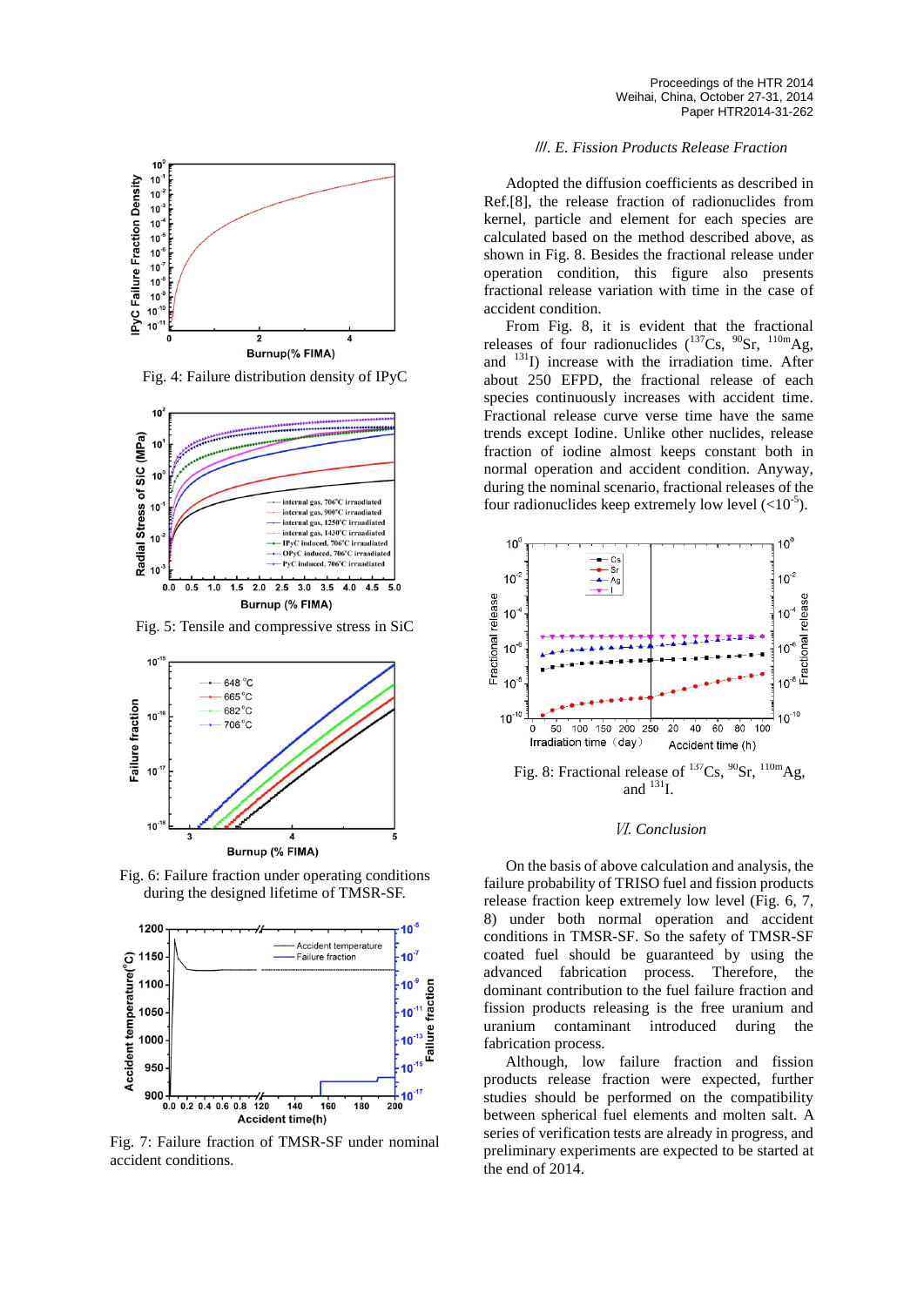Fig. 4: Failure distribution density of IPyC

Fig. 5: Tensile and compressive stress in SiC

Fig. 6: Failure fraction under operating conditions during the designed lifetime of TMSR-SF.

Fig. 7: Failure fraction of TMSR-SF under nominal accident conditions.

### *III. E. Fission Products Release Fraction*

Adopted the diffusion coefficients as described in Ref.[8], the release fraction of radionuclides from kernel, particle and element for each species are calculated based on the method described above, as shown in Fig. 8. Besides the fractional release under operation condition, this figure also presents fractional release variation with time in the case of accident condition.

From Fig. 8, it is evident that the fractional releases of four radionuclides ($^{137}$Cs, $^{90}$Sr, $^{110m}$Ag, and $^{131}$I) increase with the irradiation time. After about 250 EFPD, the fractional release of each species continuously increases with accident time. Fractional release curve verse time have the same trends except Iodine. Unlike other nuclides, release fraction of iodine almost keeps constant both in normal operation and accident condition. Anyway, during the nominal scenario, fractional releases of the four radionuclides keep extremely low level ($<10^{-5}$).

Fig. 8: Fractional release of $^{137}$Cs, $^{90}$Sr, $^{110m}$Ag, and $^{131}$I.

### *VI. Conclusion*

On the basis of above calculation and analysis, the failure probability of TRISO fuel and fission products release fraction keep extremely low level (Fig. 6, 7, 8) under both normal operation and accident conditions in TMSR-SF. So the safety of TMSR-SF coated fuel should be guaranteed by using the advanced fabrication process. Therefore, the dominant contribution to the fuel failure fraction and fission products releasing is the free uranium and uranium contaminant introduced during the fabrication process.

Although, low failure fraction and fission products release fraction were expected, further studies should be performed on the compatibility between spherical fuel elements and molten salt. A series of verification tests are already in progress, and preliminary experiments are expected to be started at the end of 2014.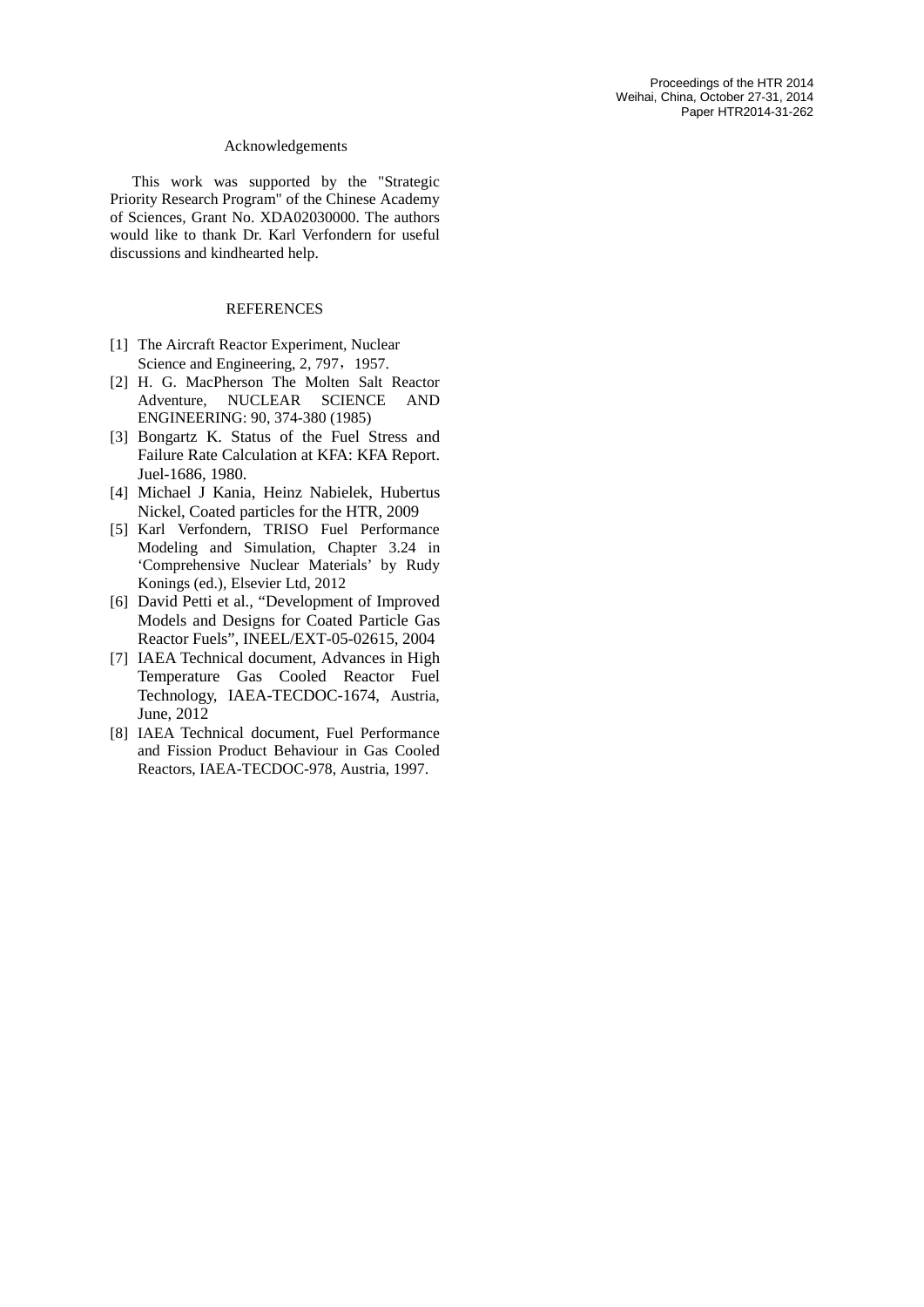## Acknowledgements

This work was supported by the "Strategic Priority Research Program" of the Chinese Academy of Sciences, Grant No. XDA02030000. The authors would like to thank Dr. Karl Verfondern for useful discussions and kindhearted help.

## REFERENCES

[1] The Aircraft Reactor Experiment, Nuclear Science and Engineering, 2, 797，1957.

[2] H. G. MacPherson The Molten Salt Reactor Adventure, NUCLEAR SCIENCE AND ENGINEERING: 90, 374-380 (1985)

[3] Bongartz K. Status of the Fuel Stress and Failure Rate Calculation at KFA: KFA Report. Juel-1686, 1980.

[4] Michael J Kania, Heinz Nabielek, Hubertus Nickel, Coated particles for the HTR, 2009

[5] Karl Verfondern, TRISO Fuel Performance Modeling and Simulation, Chapter 3.24 in 'Comprehensive Nuclear Materials' by Rudy Konings (ed.), Elsevier Ltd, 2012

[6] David Petti et al., "Development of Improved Models and Designs for Coated Particle Gas Reactor Fuels", INEEL/EXT-05-02615, 2004

[7] IAEA Technical document, Advances in High Temperature Gas Cooled Reactor Fuel Technology, IAEA-TECDOC-1674, Austria, June, 2012

[8] IAEA Technical document, Fuel Performance and Fission Product Behaviour in Gas Cooled Reactors, IAEA-TECDOC-978, Austria, 1997.